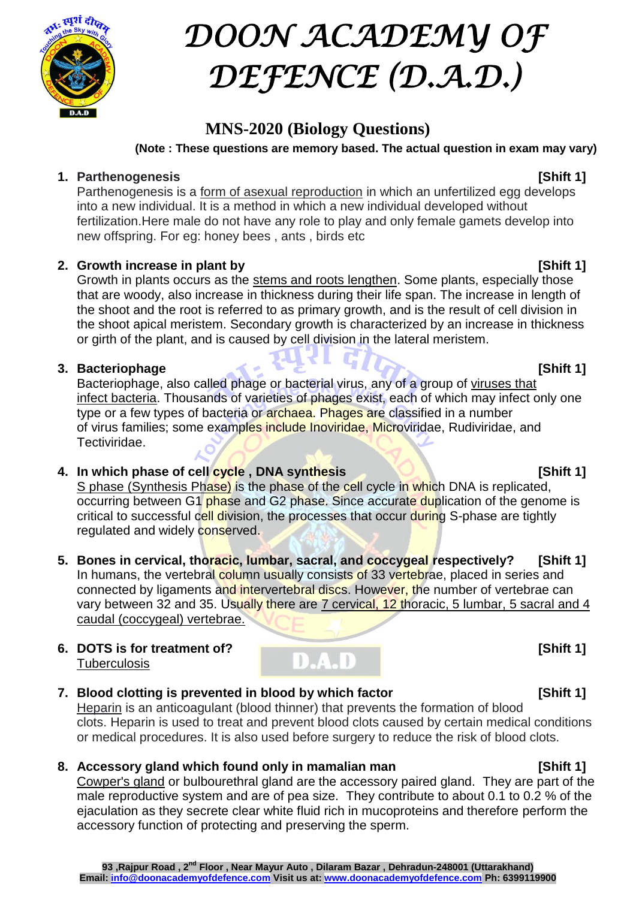# DOON ACADEMY OF DEFENCE (D.A.D.)

## MNS-2020 (Biology Questions)

**(Note : These questions are memory based. The actual question in exam may vary)**

1. **Parthenogenesis** **[Shift 1]**
   Parthenogenesis is a form of asexual reproduction in which an unfertilized egg develops into a new individual. It is a method in which a new individual developed without fertilization.Here male do not have any role to play and only female gamets develop into new offspring. For eg: honey bees , ants , birds etc

2. **Growth increase in plant by** **[Shift 1]**
   Growth in plants occurs as the stems and roots lengthen. Some plants, especially those that are woody, also increase in thickness during their life span. The increase in length of the shoot and the root is referred to as primary growth, and is the result of cell division in the shoot apical meristem. Secondary growth is characterized by an increase in thickness or girth of the plant, and is caused by cell division in the lateral meristem.

3. **Bacteriophage** **[Shift 1]**
   Bacteriophage, also called phage or bacterial virus, any of a group of viruses that infect bacteria. Thousands of varieties of phages exist, each of which may infect only one type or a few types of bacteria or archaea. Phages are classified in a number of virus families; some examples include Inoviridae, Microviridae, Rudiviridae, and Tectiviridae.

4. **In which phase of cell cycle , DNA synthesis** **[Shift 1]**
   S phase (Synthesis Phase) is the phase of the cell cycle in which DNA is replicated, occurring between G1 phase and G2 phase. Since accurate duplication of the genome is critical to successful cell division, the processes that occur during S-phase are tightly regulated and widely conserved.

5. **Bones in cervical, thoracic, lumbar, sacral, and coccygeal respectively?** **[Shift 1]**
   In humans, the vertebral column usually consists of 33 vertebrae, placed in series and connected by ligaments and intervertebral discs. However, the number of vertebrae can vary between 32 and 35. Usually there are 7 cervical, 12 thoracic, 5 lumbar, 5 sacral and 4 caudal (coccygeal) vertebrae.

6. **DOTS is for treatment of?** **[Shift 1]**
   Tuberculosis

7. **Blood clotting is prevented in blood by which factor** **[Shift 1]**
   Heparin is an anticoagulant (blood thinner) that prevents the formation of blood clots. Heparin is used to treat and prevent blood clots caused by certain medical conditions or medical procedures. It is also used before surgery to reduce the risk of blood clots.

8. **Accessory gland which found only in mamalian man** **[Shift 1]**
   Cowper's gland or bulbourethral gland are the accessory paired gland. They are part of the male reproductive system and are of pea size. They contribute to about 0.1 to 0.2 % of the ejaculation as they secrete clear white fluid rich in mucoproteins and therefore perform the accessory function of protecting and preserving the sperm.

**93 ,Rajpur Road , 2nd Floor , Near Mayur Auto , Dilaram Bazar , Dehradun-248001 (Uttarakhand)**
**Email: info@doonacademyofdefence.com Visit us at: www.doonacademyofdefence.com Ph: 6399119900**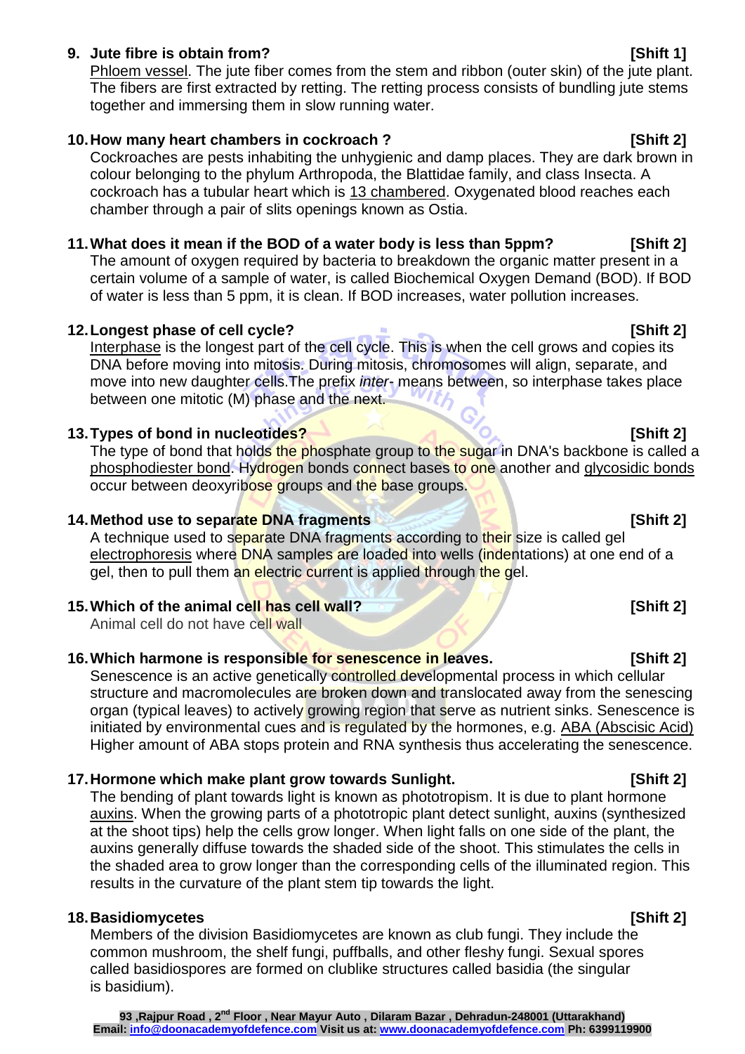**9. Jute fibre is obtain from? [Shift 1]**

Phloem vessel. The jute fiber comes from the stem and ribbon (outer skin) of the jute plant. The fibers are first extracted by retting. The retting process consists of bundling jute stems together and immersing them in slow running water.

**10. How many heart chambers in cockroach ? [Shift 2]**

Cockroaches are pests inhabiting the unhygienic and damp places. They are dark brown in colour belonging to the phylum Arthropoda, the Blattidae family, and class Insecta. A cockroach has a tubular heart which is 13 chambered. Oxygenated blood reaches each chamber through a pair of slits openings known as Ostia.

**11. What does it mean if the BOD of a water body is less than 5ppm? [Shift 2]**

The amount of oxygen required by bacteria to breakdown the organic matter present in a certain volume of a sample of water, is called Biochemical Oxygen Demand (BOD). If BOD of water is less than 5 ppm, it is clean. If BOD increases, water pollution increases.

**12. Longest phase of cell cycle? [Shift 2]**

Interphase is the longest part of the cell cycle. This is when the cell grows and copies its DNA before moving into mitosis. During mitosis, chromosomes will align, separate, and move into new daughter cells.The prefix *inter*- means between, so interphase takes place between one mitotic (M) phase and the next.

**13. Types of bond in nucleotides? [Shift 2]**

The type of bond that holds the phosphate group to the sugar in DNA's backbone is called a phosphodiester bond. Hydrogen bonds connect bases to one another and glycosidic bonds occur between deoxyribose groups and the base groups.

**14. Method use to separate DNA fragments [Shift 2]**

A technique used to separate DNA fragments according to their size is called gel electrophoresis where DNA samples are loaded into wells (indentations) at one end of a gel, then to pull them an electric current is applied through the gel.

**15. Which of the animal cell has cell wall? [Shift 2]**

Animal cell do not have cell wall

**16. Which harmone is responsible for senescence in leaves. [Shift 2]**

Senescence is an active genetically controlled developmental process in which cellular structure and macromolecules are broken down and translocated away from the senescing organ (typical leaves) to actively growing region that serve as nutrient sinks. Senescence is initiated by environmental cues and is regulated by the hormones, e.g. ABA (Abscisic Acid) Higher amount of ABA stops protein and RNA synthesis thus accelerating the senescence.

**17. Hormone which make plant grow towards Sunlight. [Shift 2]**

The bending of plant towards light is known as phototropism. It is due to plant hormone auxins. When the growing parts of a phototropic plant detect sunlight, auxins (synthesized at the shoot tips) help the cells grow longer. When light falls on one side of the plant, the auxins generally diffuse towards the shaded side of the shoot. This stimulates the cells in the shaded area to grow longer than the corresponding cells of the illuminated region. This results in the curvature of the plant stem tip towards the light.

**18. Basidiomycetes [Shift 2]**

Members of the division Basidiomycetes are known as club fungi. They include the common mushroom, the shelf fungi, puffballs, and other fleshy fungi. Sexual spores called basidiospores are formed on clublike structures called basidia (the singular is basidium).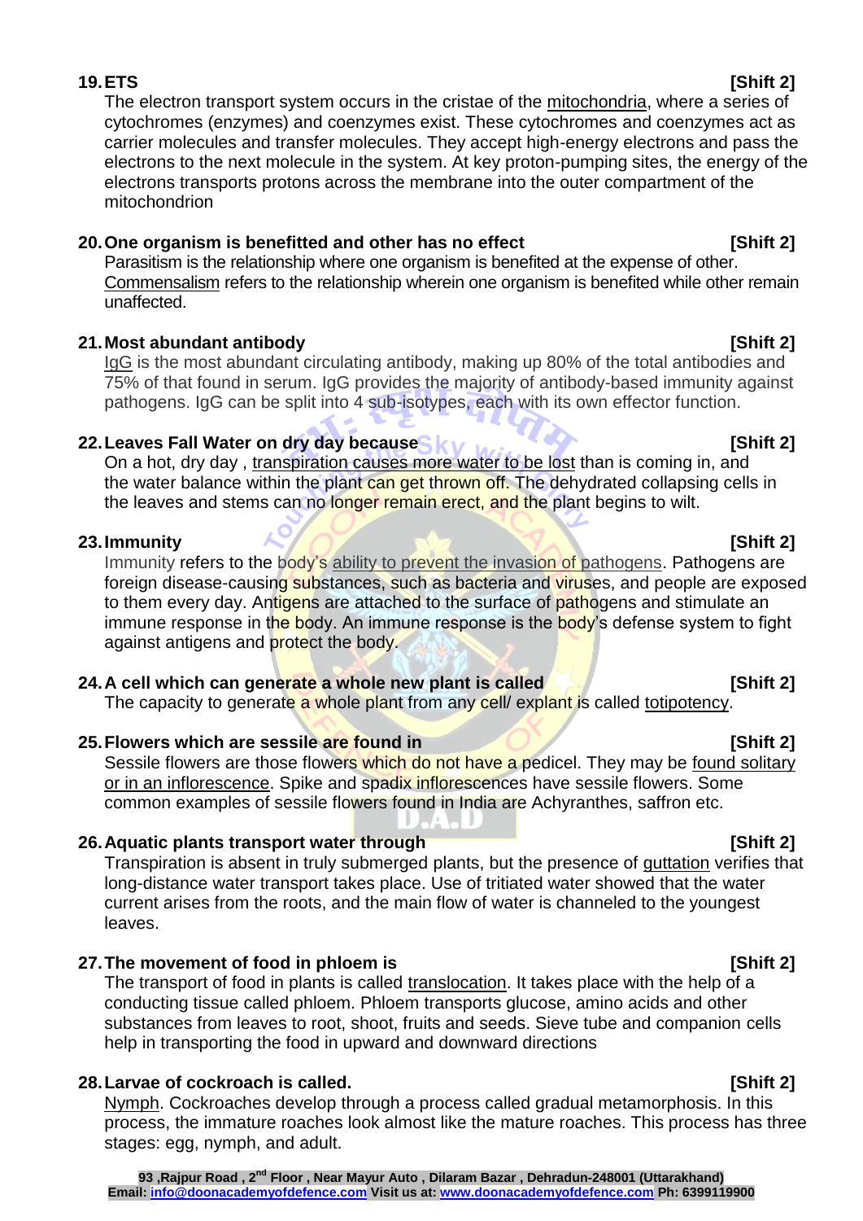**19. ETS** **[Shift 2]**

The electron transport system occurs in the cristae of the mitochondria, where a series of cytochromes (enzymes) and coenzymes exist. These cytochromes and coenzymes act as carrier molecules and transfer molecules. They accept high-energy electrons and pass the electrons to the next molecule in the system. At key proton-pumping sites, the energy of the electrons transports protons across the membrane into the outer compartment of the mitochondrion

**20. One organism is benefitted and other has no effect** **[Shift 2]**

Parasitism is the relationship where one organism is benefited at the expense of other. Commensalism refers to the relationship wherein one organism is benefited while other remain unaffected.

**21. Most abundant antibody** **[Shift 2]**

IgG is the most abundant circulating antibody, making up 80% of the total antibodies and 75% of that found in serum. IgG provides the majority of antibody-based immunity against pathogens. IgG can be split into 4 sub-isotypes, each with its own effector function.

**22. Leaves Fall Water on dry day because** **[Shift 2]**

On a hot, dry day , transpiration causes more water to be lost than is coming in, and the water balance within the plant can get thrown off. The dehydrated collapsing cells in the leaves and stems can no longer remain erect, and the plant begins to wilt.

**23. Immunity** **[Shift 2]**

Immunity refers to the body's ability to prevent the invasion of pathogens. Pathogens are foreign disease-causing substances, such as bacteria and viruses, and people are exposed to them every day. Antigens are attached to the surface of pathogens and stimulate an immune response in the body. An immune response is the body's defense system to fight against antigens and protect the body.

**24. A cell which can generate a whole new plant is called** **[Shift 2]**

The capacity to generate a whole plant from any cell/ explant is called totipotency.

**25. Flowers which are sessile are found in** **[Shift 2]**

Sessile flowers are those flowers which do not have a pedicel. They may be found solitary or in an inflorescence. Spike and spadix inflorescences have sessile flowers. Some common examples of sessile flowers found in India are Achyranthes, saffron etc.

**26. Aquatic plants transport water through** **[Shift 2]**

Transpiration is absent in truly submerged plants, but the presence of guttation verifies that long-distance water transport takes place. Use of tritiated water showed that the water current arises from the roots, and the main flow of water is channeled to the youngest leaves.

**27. The movement of food in phloem is** **[Shift 2]**

The transport of food in plants is called translocation. It takes place with the help of a conducting tissue called phloem. Phloem transports glucose, amino acids and other substances from leaves to root, shoot, fruits and seeds. Sieve tube and companion cells help in transporting the food in upward and downward directions

**28. Larvae of cockroach is called.** **[Shift 2]**

Nymph. Cockroaches develop through a process called gradual metamorphosis. In this process, the immature roaches look almost like the mature roaches. This process has three stages: egg, nymph, and adult.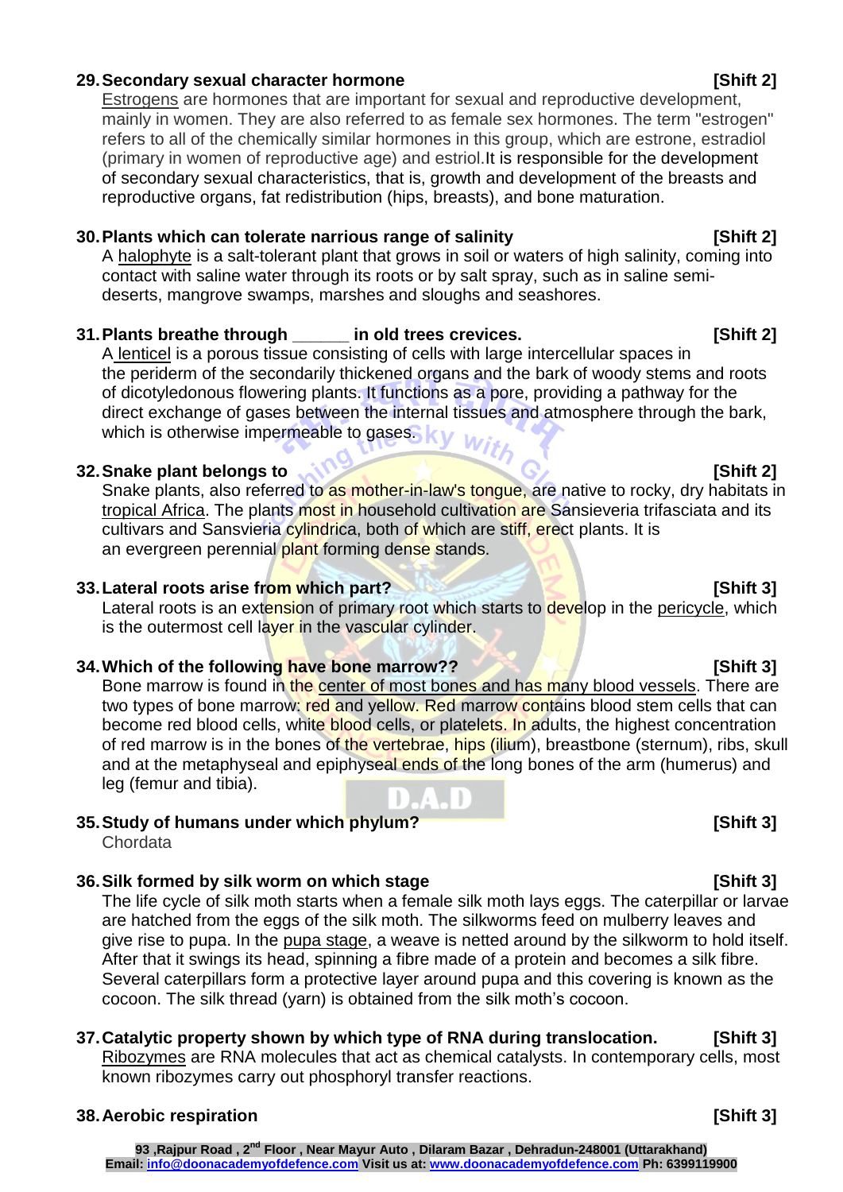**29. Secondary sexual character hormone** **[Shift 2]**

Estrogens are hormones that are important for sexual and reproductive development, mainly in women. They are also referred to as female sex hormones. The term "estrogen" refers to all of the chemically similar hormones in this group, which are estrone, estradiol (primary in women of reproductive age) and estriol.It is responsible for the development of secondary sexual characteristics, that is, growth and development of the breasts and reproductive organs, fat redistribution (hips, breasts), and bone maturation.

**30. Plants which can tolerate narrious range of salinity** **[Shift 2]**

A halophyte is a salt-tolerant plant that grows in soil or waters of high salinity, coming into contact with saline water through its roots or by salt spray, such as in saline semi-deserts, mangrove swamps, marshes and sloughs and seashores.

**31. Plants breathe through ______ in old trees crevices.** **[Shift 2]**

A lenticel is a porous tissue consisting of cells with large intercellular spaces in the periderm of the secondarily thickened organs and the bark of woody stems and roots of dicotyledonous flowering plants. It functions as a pore, providing a pathway for the direct exchange of gases between the internal tissues and atmosphere through the bark, which is otherwise impermeable to gases.

**32. Snake plant belongs to** **[Shift 2]**

Snake plants, also referred to as mother-in-law's tongue, are native to rocky, dry habitats in tropical Africa. The plants most in household cultivation are Sansieveria trifasciata and its cultivars and Sansvieria cylindrica, both of which are stiff, erect plants. It is an evergreen perennial plant forming dense stands.

**33. Lateral roots arise from which part?** **[Shift 3]**

Lateral roots is an extension of primary root which starts to develop in the pericycle, which is the outermost cell layer in the vascular cylinder.

**34. Which of the following have bone marrow??** **[Shift 3]**

Bone marrow is found in the center of most bones and has many blood vessels. There are two types of bone marrow: red and yellow. Red marrow contains blood stem cells that can become red blood cells, white blood cells, or platelets. In adults, the highest concentration of red marrow is in the bones of the vertebrae, hips (ilium), breastbone (sternum), ribs, skull and at the metaphyseal and epiphyseal ends of the long bones of the arm (humerus) and leg (femur and tibia).

**35. Study of humans under which phylum?** **[Shift 3]**

Chordata

**36. Silk formed by silk worm on which stage** **[Shift 3]**

The life cycle of silk moth starts when a female silk moth lays eggs. The caterpillar or larvae are hatched from the eggs of the silk moth. The silkworms feed on mulberry leaves and give rise to pupa. In the pupa stage, a weave is netted around by the silkworm to hold itself. After that it swings its head, spinning a fibre made of a protein and becomes a silk fibre. Several caterpillars form a protective layer around pupa and this covering is known as the cocoon. The silk thread (yarn) is obtained from the silk moth's cocoon.

**37. Catalytic property shown by which type of RNA during translocation.** **[Shift 3]**

Ribozymes are RNA molecules that act as chemical catalysts. In contemporary cells, most known ribozymes carry out phosphoryl transfer reactions.

**38. Aerobic respiration** **[Shift 3]**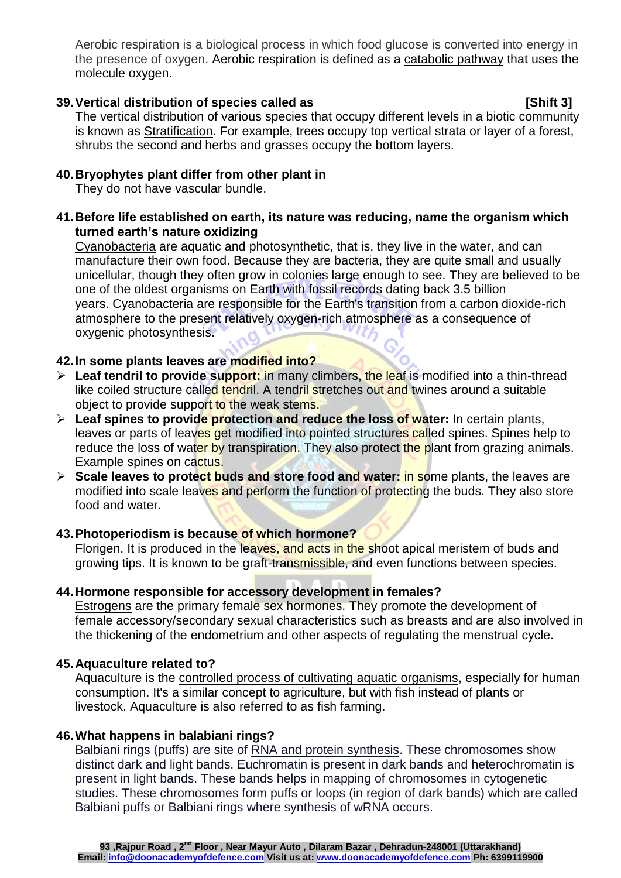Aerobic respiration is a biological process in which food glucose is converted into energy in the presence of oxygen. Aerobic respiration is defined as a catabolic pathway that uses the molecule oxygen.

**39. Vertical distribution of species called as [Shift 3]**

The vertical distribution of various species that occupy different levels in a biotic community is known as Stratification. For example, trees occupy top vertical strata or layer of a forest, shrubs the second and herbs and grasses occupy the bottom layers.

**40. Bryophytes plant differ from other plant in**

They do not have vascular bundle.

**41. Before life established on earth, its nature was reducing, name the organism which turned earth's nature oxidizing**

Cyanobacteria are aquatic and photosynthetic, that is, they live in the water, and can manufacture their own food. Because they are bacteria, they are quite small and usually unicellular, though they often grow in colonies large enough to see. They are believed to be one of the oldest organisms on Earth with fossil records dating back 3.5 billion years. Cyanobacteria are responsible for the Earth's transition from a carbon dioxide-rich atmosphere to the present relatively oxygen-rich atmosphere as a consequence of oxygenic photosynthesis.

**42. In some plants leaves are modified into?**

- **Leaf tendril to provide support:** in many climbers, the leaf is modified into a thin-thread like coiled structure called tendril. A tendril stretches out and twines around a suitable object to provide support to the weak stems.
- **Leaf spines to provide protection and reduce the loss of water:** In certain plants, leaves or parts of leaves get modified into pointed structures called spines. Spines help to reduce the loss of water by transpiration. They also protect the plant from grazing animals. Example spines on cactus.
- **Scale leaves to protect buds and store food and water:** in some plants, the leaves are modified into scale leaves and perform the function of protecting the buds. They also store food and water.

**43. Photoperiodism is because of which hormone?**

Florigen. It is produced in the leaves, and acts in the shoot apical meristem of buds and growing tips. It is known to be graft-transmissible, and even functions between species.

**44. Hormone responsible for accessory development in females?**

Estrogens are the primary female sex hormones. They promote the development of female accessory/secondary sexual characteristics such as breasts and are also involved in the thickening of the endometrium and other aspects of regulating the menstrual cycle.

**45. Aquaculture related to?**

Aquaculture is the controlled process of cultivating aquatic organisms, especially for human consumption. It's a similar concept to agriculture, but with fish instead of plants or livestock. Aquaculture is also referred to as fish farming.

**46. What happens in balabiani rings?**

Balbiani rings (puffs) are site of RNA and protein synthesis. These chromosomes show distinct dark and light bands. Euchromatin is present in dark bands and heterochromatin is present in light bands. These bands helps in mapping of chromosomes in cytogenetic studies. These chromosomes form puffs or loops (in region of dark bands) which are called Balbiani puffs or Balbiani rings where synthesis of wRNA occurs.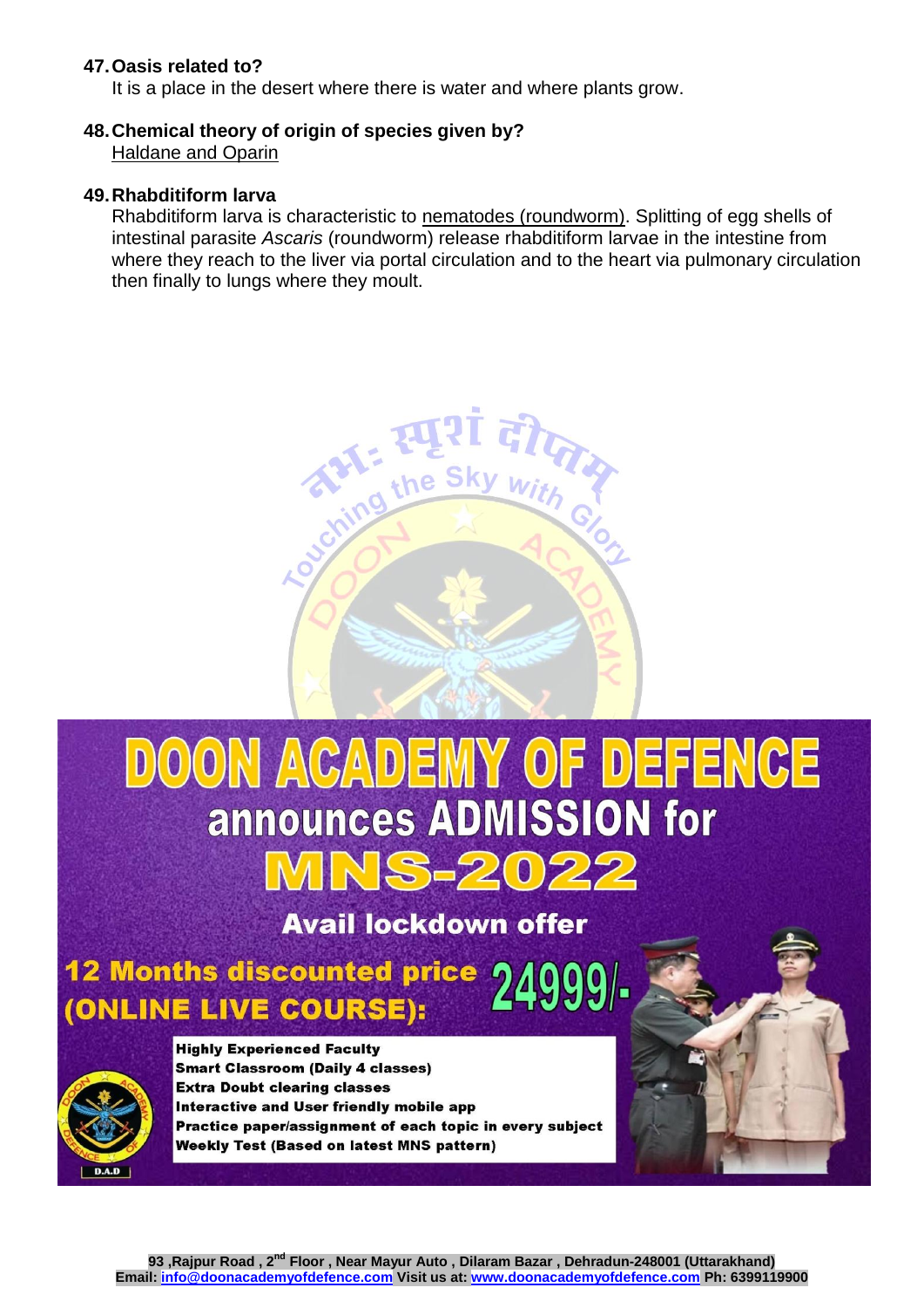**47. Oasis related to?**

It is a place in the desert where there is water and where plants grow.

**48. Chemical theory of origin of species given by?**

Haldane and Oparin

**49. Rhabditiform larva**

Rhabditiform larva is characteristic to nematodes (roundworm). Splitting of egg shells of intestinal parasite *Ascaris* (roundworm) release rhabditiform larvae in the intestine from where they reach to the liver via portal circulation and to the heart via pulmonary circulation then finally to lungs where they moult.

# DOON ACADEMY OF DEFENCE

## announces ADMISSION for

# MNS-2022

**Avail lockdown offer**

**12 Months discounted price (ONLINE LIVE COURSE): 24999/-**

- Highly Experienced Faculty
- Smart Classroom (Daily 4 classes)
- Extra Doubt clearing classes
- Interactive and User friendly mobile app
- Practice paper/assignment of each topic in every subject
- Weekly Test (Based on latest MNS pattern)

D.A.D

93 ,Rajpur Road , 2nd Floor , Near Mayur Auto , Dilaram Bazar , Dehradun-248001 (Uttarakhand)
Email: info@doonacademyofdefence.com Visit us at: www.doonacademyofdefence.com Ph: 6399119900